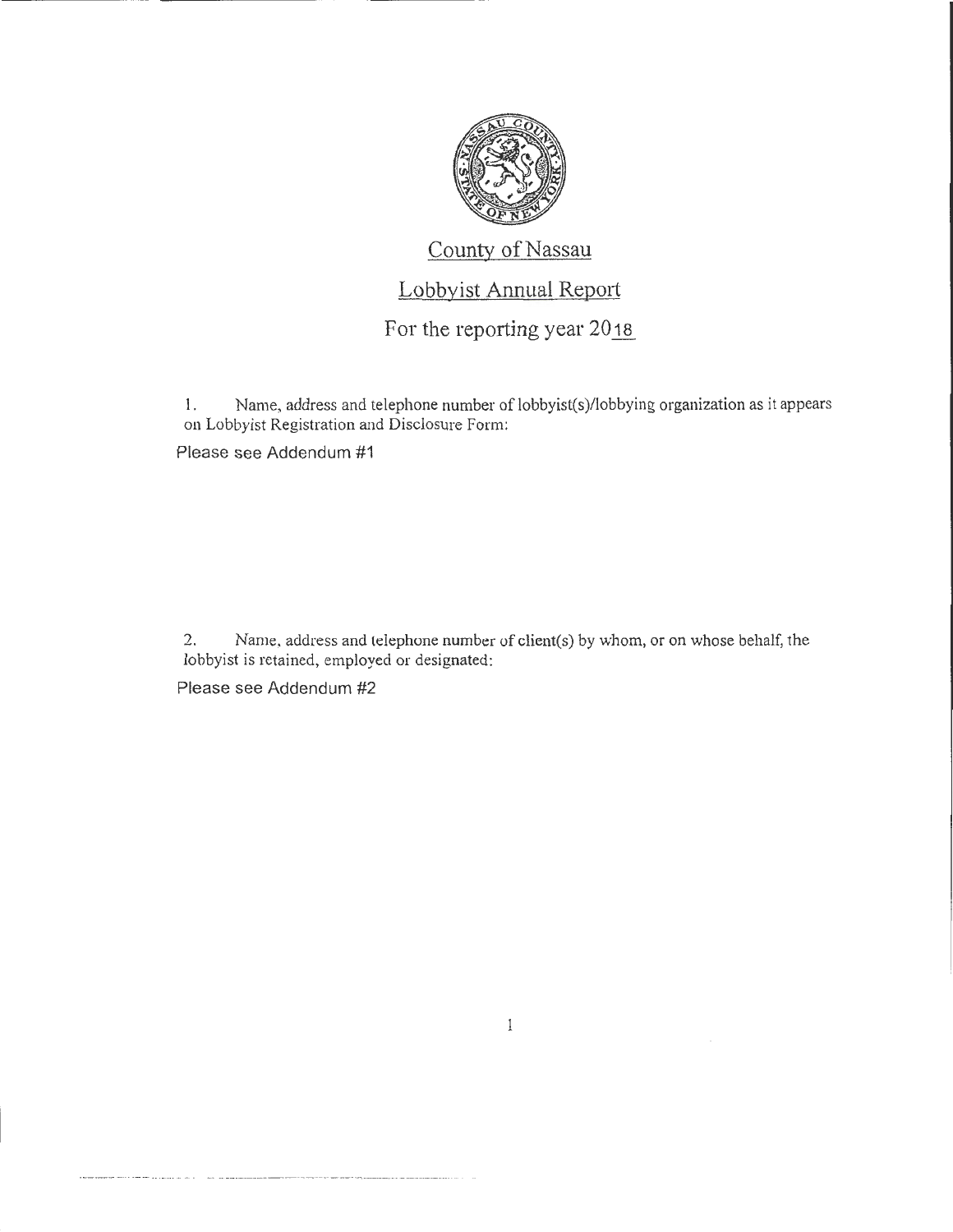# County of Nassau

## Lobbyist Annual Report

### For the reporting year 2018

1. Name, address and telephone number of lobbyist(s)/lobbying organization as it appears on Lobbyist Registration and Disclosure Form:

Please see Addendum #1

2. Name, address and telephone number of client(s) by whom, or on whose behalf, the lobbyist is retained, employed or designated:

Please see Addendum #2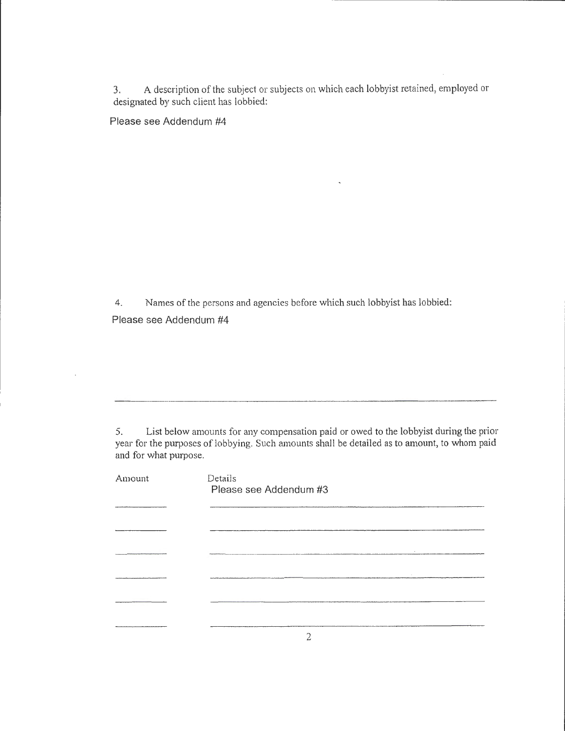3. A description of the subject or subjects on which each lobbyist retained, employed or designated by such client has lobbied:

Please see Addendum #4

4. Names of the persons and agencies before which such lobbyist has lobbied:

Please see Addendum #4

5. List below amounts for any compensation paid or owed to the lobbyist during the prior year for the purposes of lobbying. Such amounts shall be detailed as to amount, to whom paid and for what purpose.

| Amount | Details |
| --- | --- |
| | Please see Addendum #3 |
| | |
| | |
| | |
| | |
| | |
| | |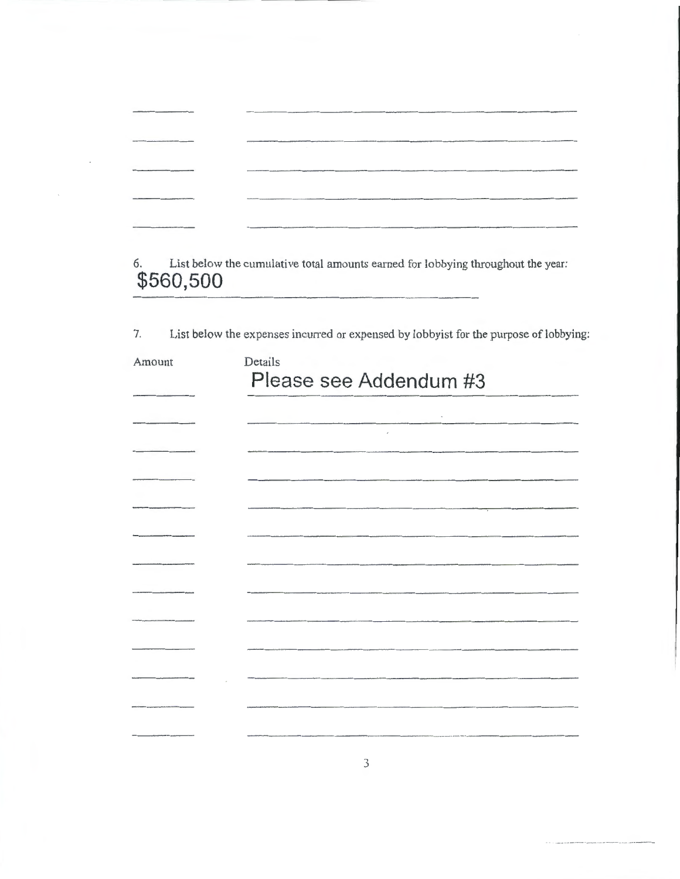6. List below the cumulative total amounts earned for lobbying throughout the year:

$560,500

7. List below the expenses incurred or expensed by lobbyist for the purpose of lobbying:

| Amount | Details |
| --- | --- |
| | Please see Addendum #3 |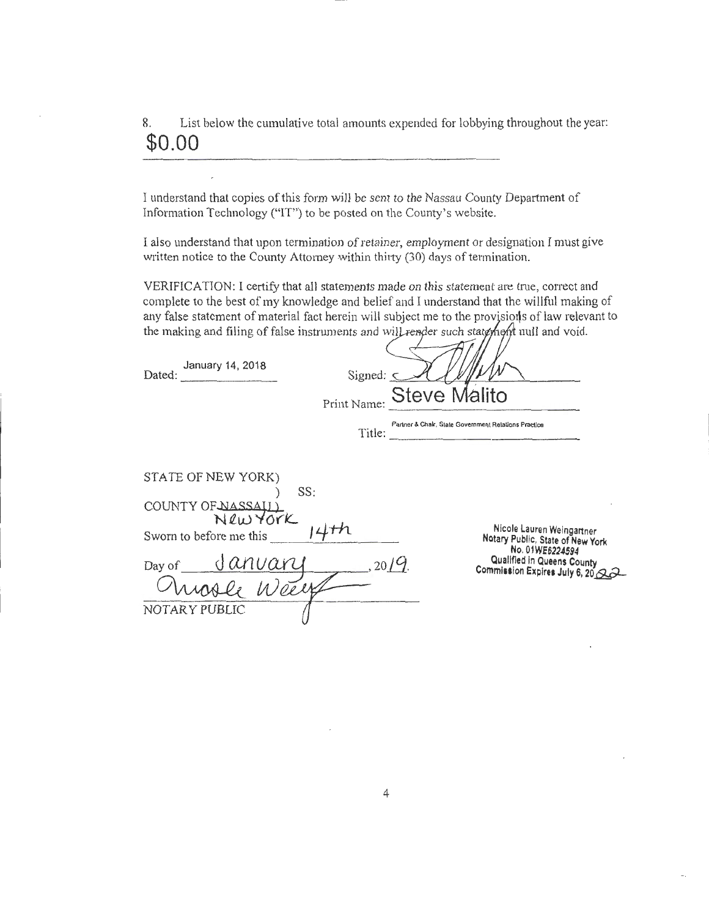8. List below the cumulative total amounts expended for lobbying throughout the year:

**$0.00**

I understand that copies of this form will be sent to the Nassau County Department of Information Technology ("IT") to be posted on the County's website.

I also understand that upon termination of retainer, employment or designation I must give written notice to the County Attorney within thirty (30) days of termination.

VERIFICATION: I certify that all statements made on this statement are true, correct and complete to the best of my knowledge and belief and I understand that the willful making of any false statement of material fact herein will subject me to the provisions of law relevant to the making and filing of false instruments and will render such statement null and void.

Dated: January 14, 2018

Signed: [signature]

Print Name: Steve Malito

Title: Partner & Chair, State Government Relations Practice

STATE OF NEW YORK)
) SS:
COUNTY OF ~~NASSAU~~ New York)

Sworn to before me this 14th

Day of January, 2019.

[signature]

NOTARY PUBLIC

Nicole Lauren Weingartner
Notary Public, State of New York
No. 01WE6224594
Qualified in Queens County
Commission Expires July 6, 2022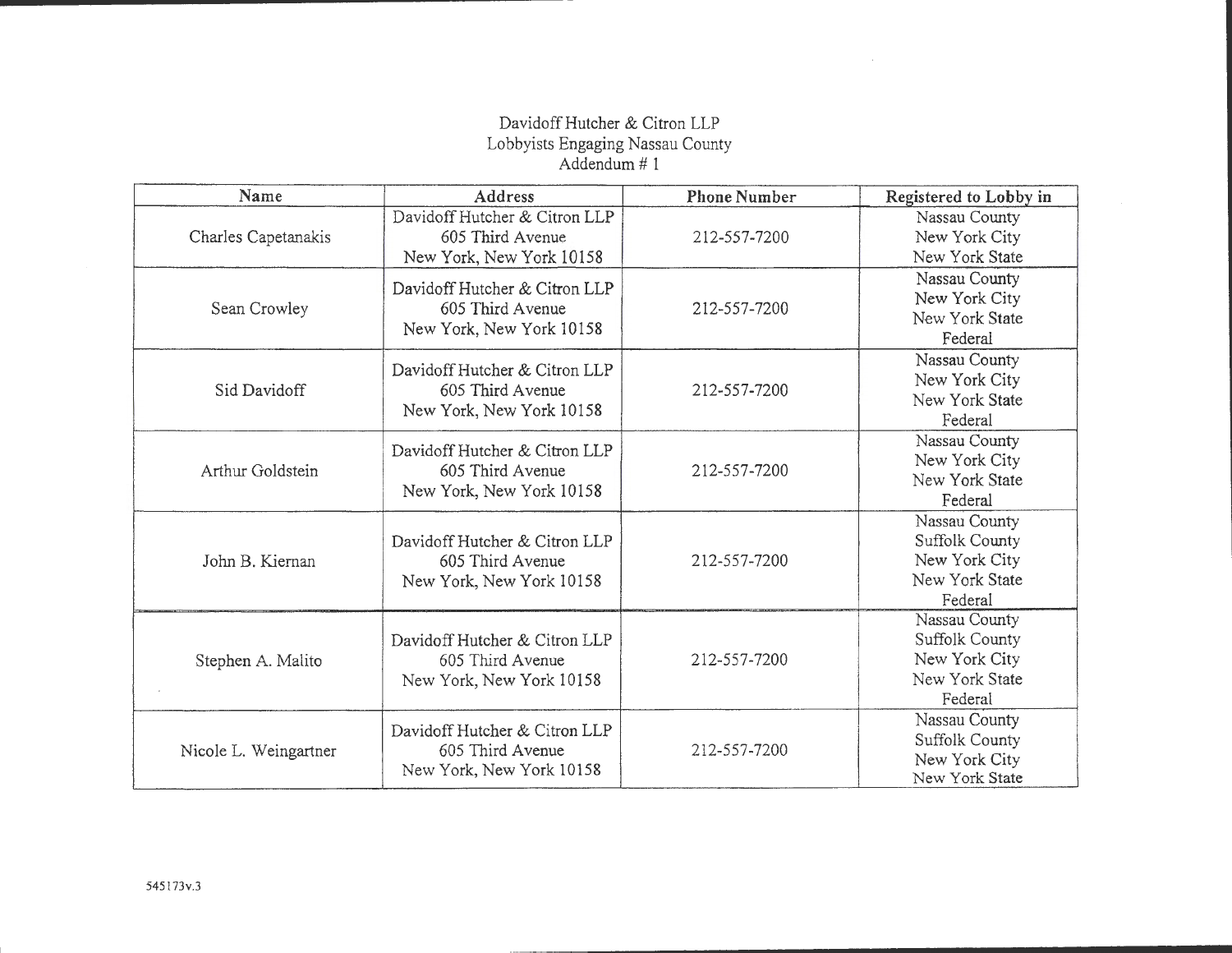Davidoff Hutcher & Citron LLP
Lobbyists Engaging Nassau County
Addendum # 1

| Name | Address | Phone Number | Registered to Lobby in |
|---|---|---|---|
| Charles Capetanakis | Davidoff Hutcher & Citron LLP<br>605 Third Avenue<br>New York, New York 10158 | 212-557-7200 | Nassau County<br>New York City<br>New York State |
| Sean Crowley | Davidoff Hutcher & Citron LLP<br>605 Third Avenue<br>New York, New York 10158 | 212-557-7200 | Nassau County<br>New York City<br>New York State<br>Federal |
| Sid Davidoff | Davidoff Hutcher & Citron LLP<br>605 Third Avenue<br>New York, New York 10158 | 212-557-7200 | Nassau County<br>New York City<br>New York State<br>Federal |
| Arthur Goldstein | Davidoff Hutcher & Citron LLP<br>605 Third Avenue<br>New York, New York 10158 | 212-557-7200 | Nassau County<br>New York City<br>New York State<br>Federal |
| John B. Kiernan | Davidoff Hutcher & Citron LLP<br>605 Third Avenue<br>New York, New York 10158 | 212-557-7200 | Nassau County<br>Suffolk County<br>New York City<br>New York State<br>Federal |
| Stephen A. Malito | Davidoff Hutcher & Citron LLP<br>605 Third Avenue<br>New York, New York 10158 | 212-557-7200 | Nassau County<br>Suffolk County<br>New York City<br>New York State<br>Federal |
| Nicole L. Weingartner | Davidoff Hutcher & Citron LLP<br>605 Third Avenue<br>New York, New York 10158 | 212-557-7200 | Nassau County<br>Suffolk County<br>New York City<br>New York State |

545173v.3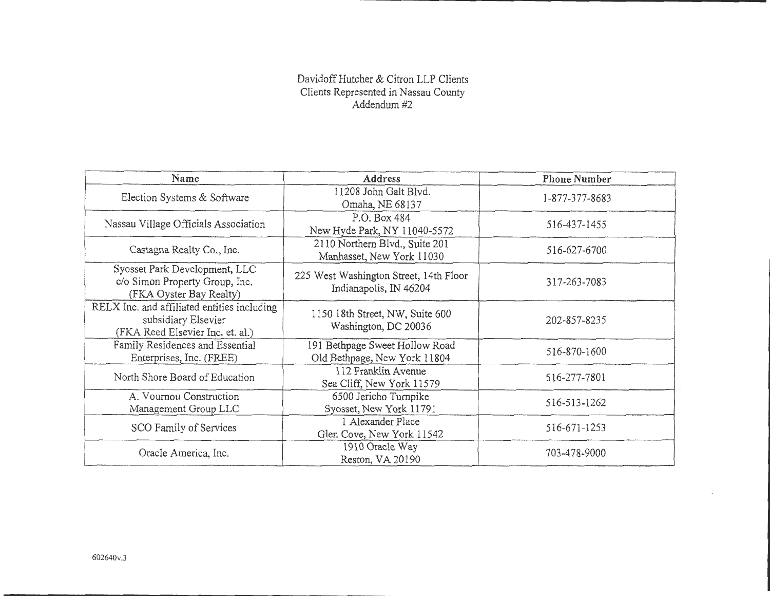Davidoff Hutcher & Citron LLP Clients
Clients Represented in Nassau County
Addendum #2

| Name | Address | Phone Number |
|---|---|---|
| Election Systems & Software | 11208 John Galt Blvd.<br>Omaha, NE 68137 | 1-877-377-8683 |
| Nassau Village Officials Association | P.O. Box 484<br>New Hyde Park, NY 11040-5572 | 516-437-1455 |
| Castagna Realty Co., Inc. | 2110 Northern Blvd., Suite 201<br>Manhasset, New York 11030 | 516-627-6700 |
| Syosset Park Development, LLC<br>c/o Simon Property Group, Inc.<br>(FKA Oyster Bay Realty) | 225 West Washington Street, 14th Floor<br>Indianapolis, IN 46204 | 317-263-7083 |
| RELX Inc. and affiliated entities including subsidiary Elsevier<br>(FKA Reed Elsevier Inc. et. al.) | 1150 18th Street, NW, Suite 600<br>Washington, DC 20036 | 202-857-8235 |
| Family Residences and Essential Enterprises, Inc. (FREE) | 191 Bethpage Sweet Hollow Road<br>Old Bethpage, New York 11804 | 516-870-1600 |
| North Shore Board of Education | 112 Franklin Avenue<br>Sea Cliff, New York 11579 | 516-277-7801 |
| A. Vournou Construction Management Group LLC | 6500 Jericho Turnpike<br>Syosset, New York 11791 | 516-513-1262 |
| SCO Family of Services | 1 Alexander Place<br>Glen Cove, New York 11542 | 516-671-1253 |
| Oracle America, Inc. | 1910 Oracle Way<br>Reston, VA 20190 | 703-478-9000 |

602640v.3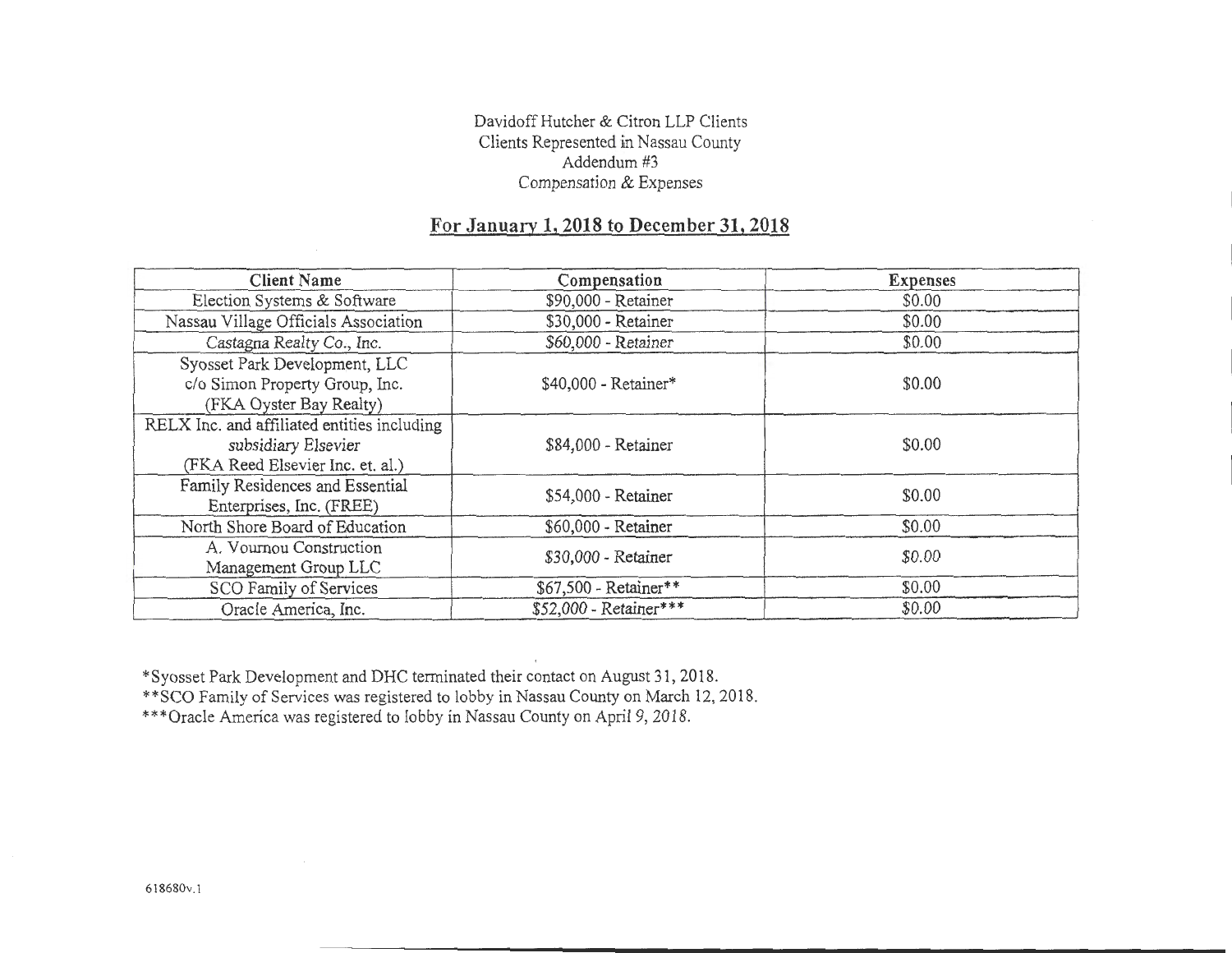Davidoff Hutcher & Citron LLP Clients
Clients Represented in Nassau County
Addendum #3
Compensation & Expenses

## For January 1, 2018 to December 31, 2018

| Client Name | Compensation | Expenses |
|---|---|---|
| Election Systems & Software | $90,000 - Retainer | $0.00 |
| Nassau Village Officials Association | $30,000 - Retainer | $0.00 |
| Castagna Realty Co., Inc. | $60,000 - Retainer | $0.00 |
| Syosset Park Development, LLC c/o Simon Property Group, Inc. (FKA Oyster Bay Realty) | $40,000 - Retainer* | $0.00 |
| RELX Inc. and affiliated entities including subsidiary Elsevier (FKA Reed Elsevier Inc. et. al.) | $84,000 - Retainer | $0.00 |
| Family Residences and Essential Enterprises, Inc. (FREE) | $54,000 - Retainer | $0.00 |
| North Shore Board of Education | $60,000 - Retainer | $0.00 |
| A. Vournou Construction Management Group LLC | $30,000 - Retainer | $0.00 |
| SCO Family of Services | $67,500 - Retainer** | $0.00 |
| Oracle America, Inc. | $52,000 - Retainer*** | $0.00 |

*Syosset Park Development and DHC terminated their contact on August 31, 2018.
**SCO Family of Services was registered to lobby in Nassau County on March 12, 2018.
***Oracle America was registered to lobby in Nassau County on April 9, 2018.

618680v.1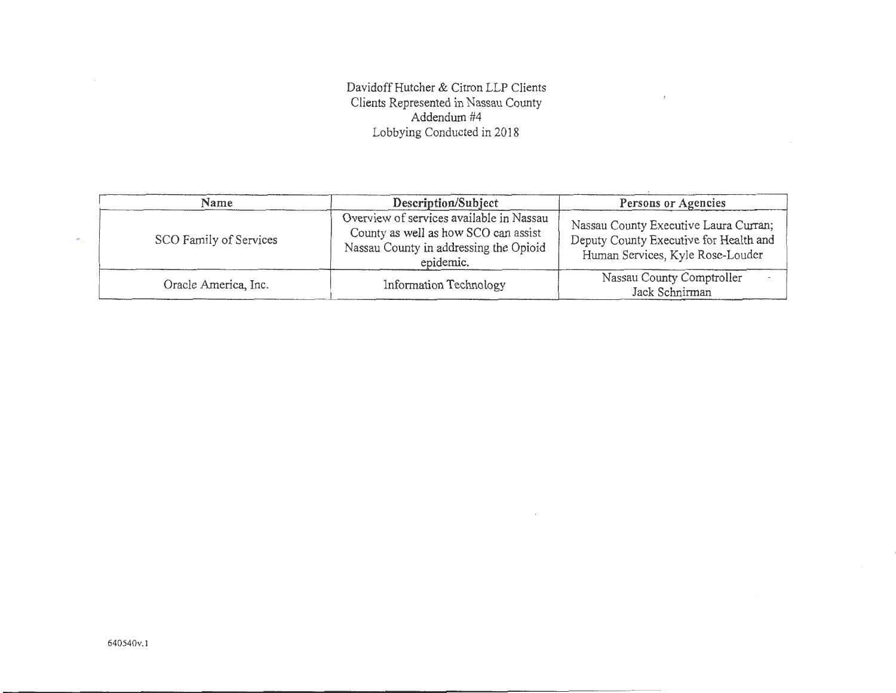Davidoff Hutcher & Citron LLP Clients
Clients Represented in Nassau County
Addendum #4
Lobbying Conducted in 2018

| Name | Description/Subject | Persons or Agencies |
|---|---|---|
| SCO Family of Services | Overview of services available in Nassau County as well as how SCO can assist Nassau County in addressing the Opioid epidemic. | Nassau County Executive Laura Curran; Deputy County Executive for Health and Human Services, Kyle Rose-Louder |
| Oracle America, Inc. | Information Technology | Nassau County Comptroller Jack Schnirman |

640540v.1